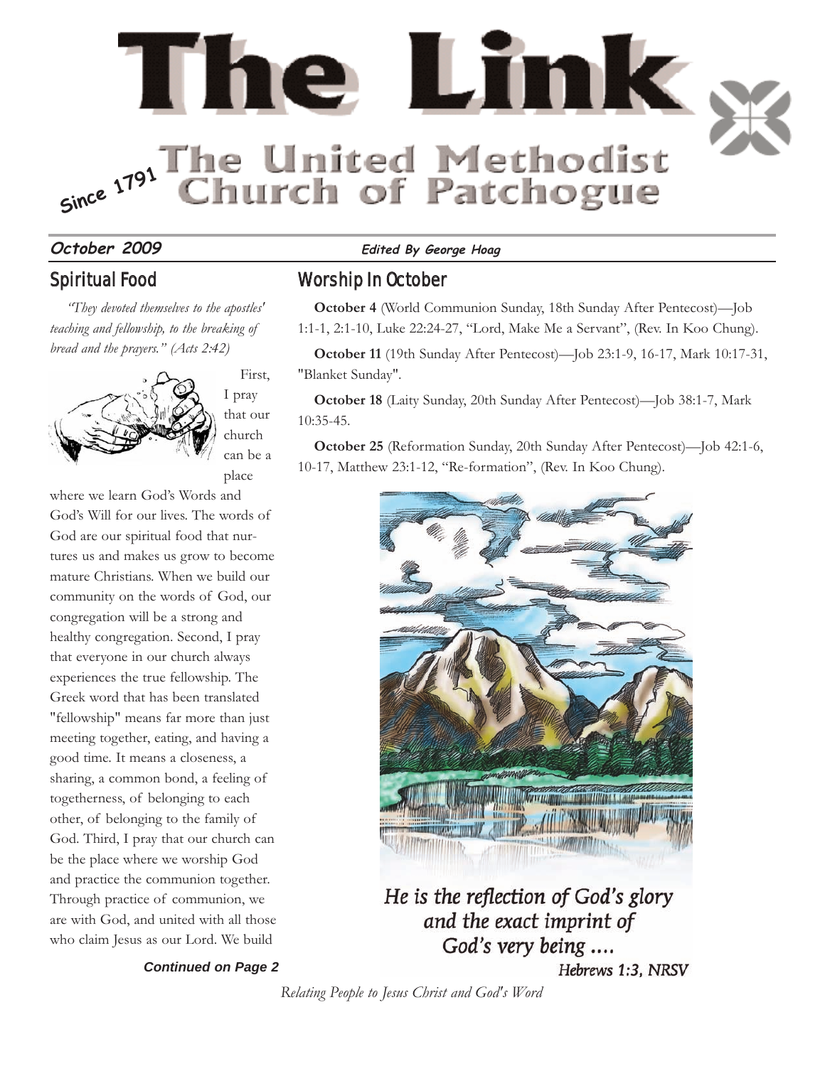# The Link

## The United Methodist Church of Patchogue

Since 1791

**October 2009** ***Edited By George Hoag***

## Spiritual Food

*"They devoted themselves to the apostles' teaching and fellowship, to the breaking of bread and the prayers." (Acts 2:42)*

First, I pray that our church can be a place where we learn God's Words and God's Will for our lives. The words of God are our spiritual food that nurtures us and makes us grow to become mature Christians. When we build our community on the words of God, our congregation will be a strong and healthy congregation. Second, I pray that everyone in our church always experiences the true fellowship. The Greek word that has been translated "fellowship" means far more than just meeting together, eating, and having a good time. It means a closeness, a sharing, a common bond, a feeling of togetherness, of belonging to each other, of belonging to the family of God. Third, I pray that our church can be the place where we worship God and practice the communion together. Through practice of communion, we are with God, and united with all those who claim Jesus as our Lord. We build

***Continued on Page 2***

## Worship In October

**October 4** (World Communion Sunday, 18th Sunday After Pentecost)—Job 1:1-1, 2:1-10, Luke 22:24-27, "Lord, Make Me a Servant", (Rev. In Koo Chung).

**October 11** (19th Sunday After Pentecost)—Job 23:1-9, 16-17, Mark 10:17-31, "Blanket Sunday".

**October 18** (Laity Sunday, 20th Sunday After Pentecost)—Job 38:1-7, Mark 10:35-45.

**October 25** (Reformation Sunday, 20th Sunday After Pentecost)—Job 42:1-6, 10-17, Matthew 23:1-12, "Re-formation", (Rev. In Koo Chung).

*He is the reflection of God's glory and the exact imprint of God's very being ....*

*Hebrews 1:3, NRSV*

*Relating People to Jesus Christ and God's Word*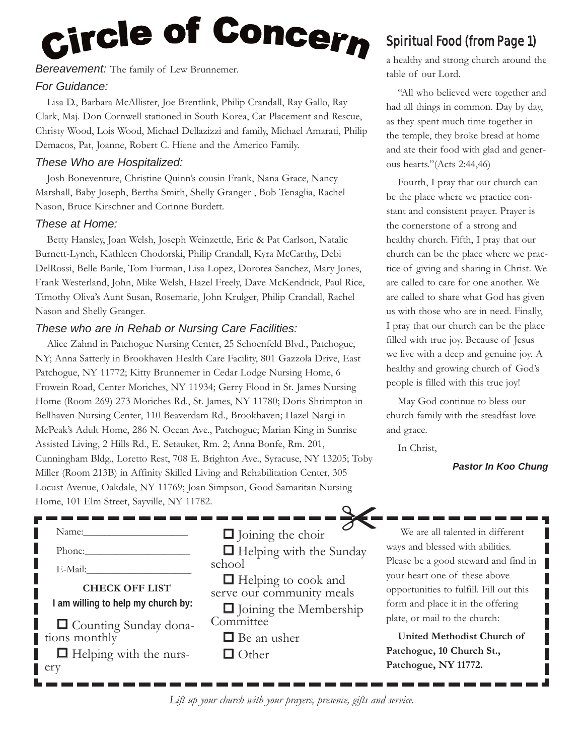# Circle of Concern

*Bereavement:* The family of Lew Brunnemer.

### *For Guidance:*

Lisa D., Barbara McAllister, Joe Brentlink, Philip Crandall, Ray Gallo, Ray Clark, Maj. Don Cornwell stationed in South Korea, Cat Placement and Rescue, Christy Wood, Lois Wood, Michael Dellazizzi and family, Michael Amarati, Philip Demacos, Pat, Joanne, Robert C. Hiene and the Americo Family.

### *These Who are Hospitalized:*

Josh Boneventure, Christine Quinn's cousin Frank, Nana Grace, Nancy Marshall, Baby Joseph, Bertha Smith, Shelly Granger , Bob Tenaglia, Rachel Nason, Bruce Kirschner and Corinne Burdett.

### *These at Home:*

Betty Hansley, Joan Welsh, Joseph Weinzettle, Eric & Pat Carlson, Natalie Burnett-Lynch, Kathleen Chodorski, Philip Crandall, Kyra McCarthy, Debi DelRossi, Belle Barile, Tom Furman, Lisa Lopez, Dorotea Sanchez, Mary Jones, Frank Westerland, John, Mike Welsh, Hazel Freely, Dave McKendrick, Paul Rice, Timothy Oliva's Aunt Susan, Rosemarie, John Krulger, Philip Crandall, Rachel Nason and Shelly Granger.

### *These who are in Rehab or Nursing Care Facilities:*

Alice Zahnd in Patchogue Nursing Center, 25 Schoenfeld Blvd., Patchogue, NY; Anna Satterly in Brookhaven Health Care Facility, 801 Gazzola Drive, East Patchogue, NY 11772; Kitty Brunnemer in Cedar Lodge Nursing Home, 6 Frowein Road, Center Moriches, NY 11934; Gerry Flood in St. James Nursing Home (Room 269) 273 Moriches Rd., St. James, NY 11780; Doris Shrimpton in Bellhaven Nursing Center, 110 Beaverdam Rd., Brookhaven; Hazel Nargi in McPeak's Adult Home, 286 N. Ocean Ave., Patchogue; Marian King in Sunrise Assisted Living, 2 Hills Rd., E. Setauket, Rm. 2; Anna Bonfe, Rm. 201, Cunningham Bldg., Loretto Rest, 708 E. Brighton Ave., Syracuse, NY 13205; Toby Miller (Room 213B) in Affinity Skilled Living and Rehabilitation Center, 305 Locust Avenue, Oakdale, NY 11769; Joan Simpson, Good Samaritan Nursing Home, 101 Elm Street, Sayville, NY 11782.

## Spiritual Food (from Page 1)

a healthy and strong church around the table of our Lord.

"All who believed were together and had all things in common. Day by day, as they spent much time together in the temple, they broke bread at home and ate their food with glad and generous hearts."(Acts 2:44,46)

Fourth, I pray that our church can be the place where we practice constant and consistent prayer. Prayer is the cornerstone of a strong and healthy church. Fifth, I pray that our church can be the place where we practice of giving and sharing in Christ. We are called to care for one another. We are called to share what God has given us with those who are in need. Finally, I pray that our church can be the place filled with true joy. Because of Jesus we live with a deep and genuine joy. A healthy and growing church of God's people is filled with this true joy!

May God continue to bless our church family with the steadfast love and grace.

In Christ,

***Pastor In Koo Chung***

---

Name:___________________

Phone:___________________

E-Mail:___________________

**CHECK OFF LIST**

**I am willing to help my church by:**

- ☐ Counting Sunday donations monthly
- ☐ Helping with the nursery
- ☐ Joining the choir
- ☐ Helping with the Sunday school
- ☐ Helping to cook and serve our community meals
- ☐ Joining the Membership Committee
- ☐ Be an usher
- ☐ Other

We are all talented in different ways and blessed with abilities. Please be a good steward and find in your heart one of these above opportunities to fulfill. Fill out this form and place it in the offering plate, or mail to the church:

**United Methodist Church of Patchogue, 10 Church St., Patchogue, NY 11772.**

---

*Lift up your church with your prayers, presence, gifts and service.*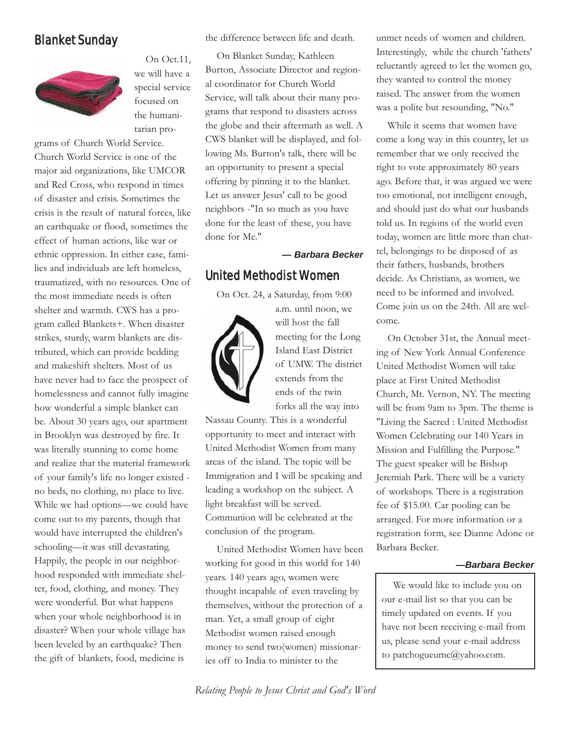## Blanket Sunday

On Oct.11, we will have a special service focused on the humanitarian programs of Church World Service. Church World Service is one of the major aid organizations, like UMCOR and Red Cross, who respond in times of disaster and crisis. Sometimes the crisis is the result of natural forces, like an earthquake or flood, sometimes the effect of human actions, like war or ethnic oppression. In either case, families and individuals are left homeless, traumatized, with no resources. One of the most immediate needs is often shelter and warmth. CWS has a program called Blankets+. When disaster strikes, sturdy, warm blankets are distributed, which can provide bedding and makeshift shelters. Most of us have never had to face the prospect of homelessness and cannot fully imagine how wonderful a simple blanket can be. About 30 years ago, our apartment in Brooklyn was destroyed by fire. It was literally stunning to come home and realize that the material framework of your family's life no longer existed - no beds, no clothing, no place to live. While we had options—we could have come out to my parents, though that would have interrupted the children's schooling—it was still devastating. Happily, the people in our neighborhood responded with immediate shelter, food, clothing, and money. They were wonderful. But what happens when your whole neighborhood is in disaster? When your whole village has been leveled by an earthquake? Then the gift of blankets, food, medicine is the difference between life and death.

On Blanket Sunday, Kathleen Burton, Associate Director and regional coordinator for Church World Service, will talk about their many programs that respond to disasters across the globe and their aftermath as well. A CWS blanket will be displayed, and following Ms. Burton's talk, there will be an opportunity to present a special offering by pinning it to the blanket. Let us answer Jesus' call to be good neighbors -"In so much as you have done for the least of these, you have done for Me."

***— Barbara Becker***

## United Methodist Women

On Oct. 24, a Saturday, from 9:00 a.m. until noon, we will host the fall meeting for the Long Island East District of UMW. The district extends from the ends of the twin forks all the way into Nassau County. This is a wonderful opportunity to meet and interact with United Methodist Women from many areas of the island. The topic will be Immigration and I will be speaking and leading a workshop on the subject. A light breakfast will be served. Communion will be celebrated at the conclusion of the program.

United Methodist Women have been working for good in this world for 140 years. 140 years ago, women were thought incapable of even traveling by themselves, without the protection of a man. Yet, a small group of eight Methodist women raised enough money to send two(women) missionaries off to India to minister to the unmet needs of women and children. Interestingly, while the church 'fathers' reluctantly agreed to let the women go, they wanted to control the money raised. The answer from the women was a polite but resounding, "No."

While it seems that women have come a long way in this country, let us remember that we only received the right to vote approximately 80 years ago. Before that, it was argued we were too emotional, not intelligent enough, and should just do what our husbands told us. In regions of the world even today, women are little more than chattel, belongings to be disposed of as their fathers, husbands, brothers decide. As Christians, as women, we need to be informed and involved. Come join us on the 24th. All are welcome.

On October 31st, the Annual meeting of New York Annual Conference United Methodist Women will take place at First United Methodist Church, Mt. Vernon, NY. The meeting will be from 9am to 3pm. The theme is "Living the Sacred : United Methodist Women Celebrating our 140 Years in Mission and Fulfilling the Purpose." The guest speaker will be Bishop Jeremiah Park. There will be a variety of workshops. There is a registration fee of $15.00. Car pooling can be arranged. For more information or a registration form, see Dianne Adone or Barbara Becker.

***—Barbara Becker***

We would like to include you on our e-mail list so that you can be timely updated on events. If you have not been receiving e-mail from us, please send your e-mail address to patchogueumc@yahoo.com.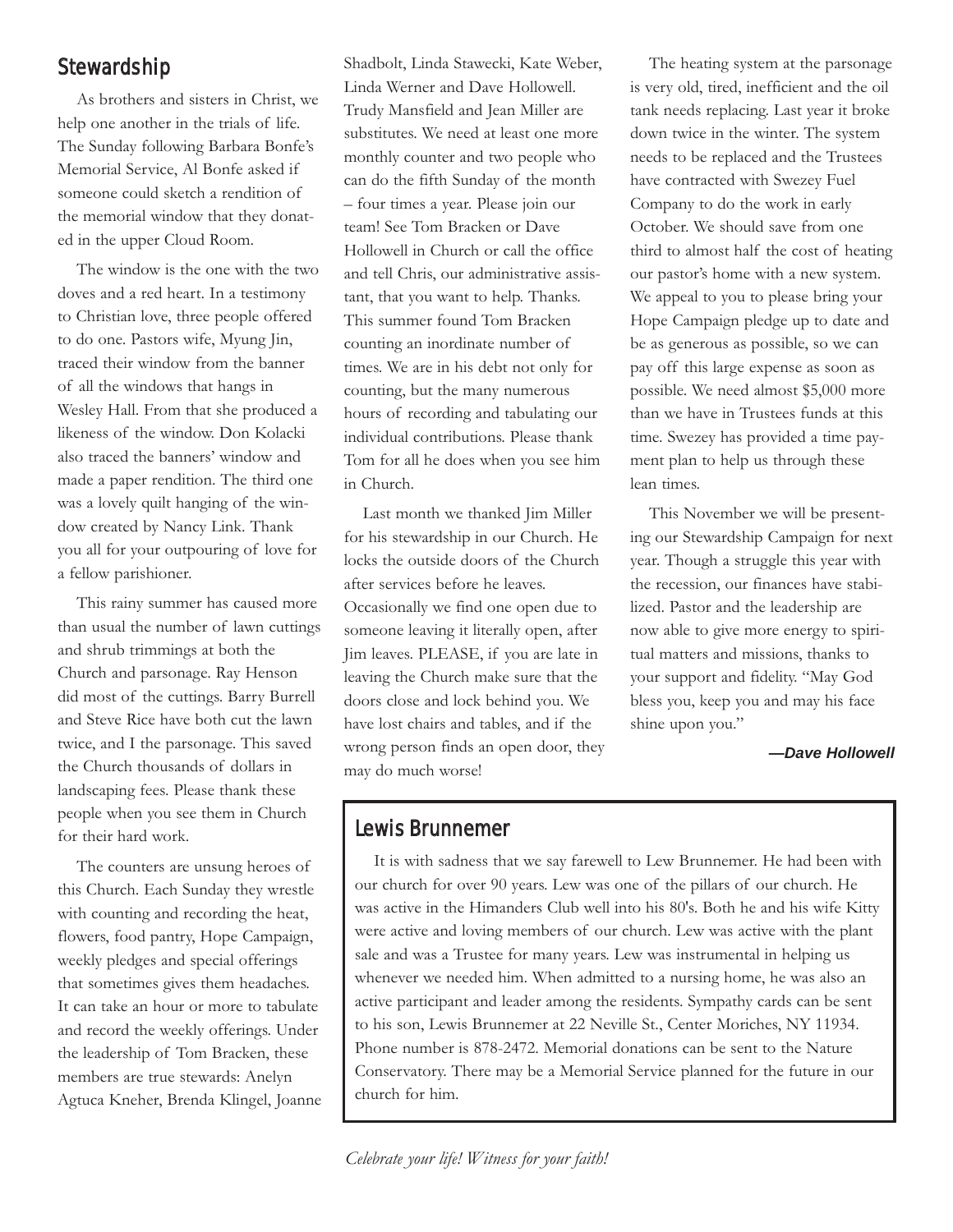## Stewardship

As brothers and sisters in Christ, we help one another in the trials of life. The Sunday following Barbara Bonfe's Memorial Service, Al Bonfe asked if someone could sketch a rendition of the memorial window that they donated in the upper Cloud Room.

The window is the one with the two doves and a red heart. In a testimony to Christian love, three people offered to do one. Pastors wife, Myung Jin, traced their window from the banner of all the windows that hangs in Wesley Hall. From that she produced a likeness of the window. Don Kolacki also traced the banners' window and made a paper rendition. The third one was a lovely quilt hanging of the window created by Nancy Link. Thank you all for your outpouring of love for a fellow parishioner.

This rainy summer has caused more than usual the number of lawn cuttings and shrub trimmings at both the Church and parsonage. Ray Henson did most of the cuttings. Barry Burrell and Steve Rice have both cut the lawn twice, and I the parsonage. This saved the Church thousands of dollars in landscaping fees. Please thank these people when you see them in Church for their hard work.

The counters are unsung heroes of this Church. Each Sunday they wrestle with counting and recording the heat, flowers, food pantry, Hope Campaign, weekly pledges and special offerings that sometimes gives them headaches. It can take an hour or more to tabulate and record the weekly offerings. Under the leadership of Tom Bracken, these members are true stewards: Anelyn Agtuca Kneher, Brenda Klingel, Joanne Shadbolt, Linda Stawecki, Kate Weber, Linda Werner and Dave Hollowell. Trudy Mansfield and Jean Miller are substitutes. We need at least one more monthly counter and two people who can do the fifth Sunday of the month – four times a year. Please join our team! See Tom Bracken or Dave Hollowell in Church or call the office and tell Chris, our administrative assistant, that you want to help. Thanks. This summer found Tom Bracken counting an inordinate number of times. We are in his debt not only for counting, but the many numerous hours of recording and tabulating our individual contributions. Please thank Tom for all he does when you see him in Church.

Last month we thanked Jim Miller for his stewardship in our Church. He locks the outside doors of the Church after services before he leaves. Occasionally we find one open due to someone leaving it literally open, after Jim leaves. PLEASE, if you are late in leaving the Church make sure that the doors close and lock behind you. We have lost chairs and tables, and if the wrong person finds an open door, they may do much worse!

The heating system at the parsonage is very old, tired, inefficient and the oil tank needs replacing. Last year it broke down twice in the winter. The system needs to be replaced and the Trustees have contracted with Swezey Fuel Company to do the work in early October. We should save from one third to almost half the cost of heating our pastor's home with a new system. We appeal to you to please bring your Hope Campaign pledge up to date and be as generous as possible, so we can pay off this large expense as soon as possible. We need almost $5,000 more than we have in Trustees funds at this time. Swezey has provided a time payment plan to help us through these lean times.

This November we will be presenting our Stewardship Campaign for next year. Though a struggle this year with the recession, our finances have stabilized. Pastor and the leadership are now able to give more energy to spiritual matters and missions, thanks to your support and fidelity. "May God bless you, keep you and may his face shine upon you."

***—Dave Hollowell***

## Lewis Brunnemer

It is with sadness that we say farewell to Lew Brunnemer. He had been with our church for over 90 years. Lew was one of the pillars of our church. He was active in the Himanders Club well into his 80's. Both he and his wife Kitty were active and loving members of our church. Lew was active with the plant sale and was a Trustee for many years. Lew was instrumental in helping us whenever we needed him. When admitted to a nursing home, he was also an active participant and leader among the residents. Sympathy cards can be sent to his son, Lewis Brunnemer at 22 Neville St., Center Moriches, NY 11934. Phone number is 878-2472. Memorial donations can be sent to the Nature Conservatory. There may be a Memorial Service planned for the future in our church for him.

*Celebrate your life! Witness for your faith!*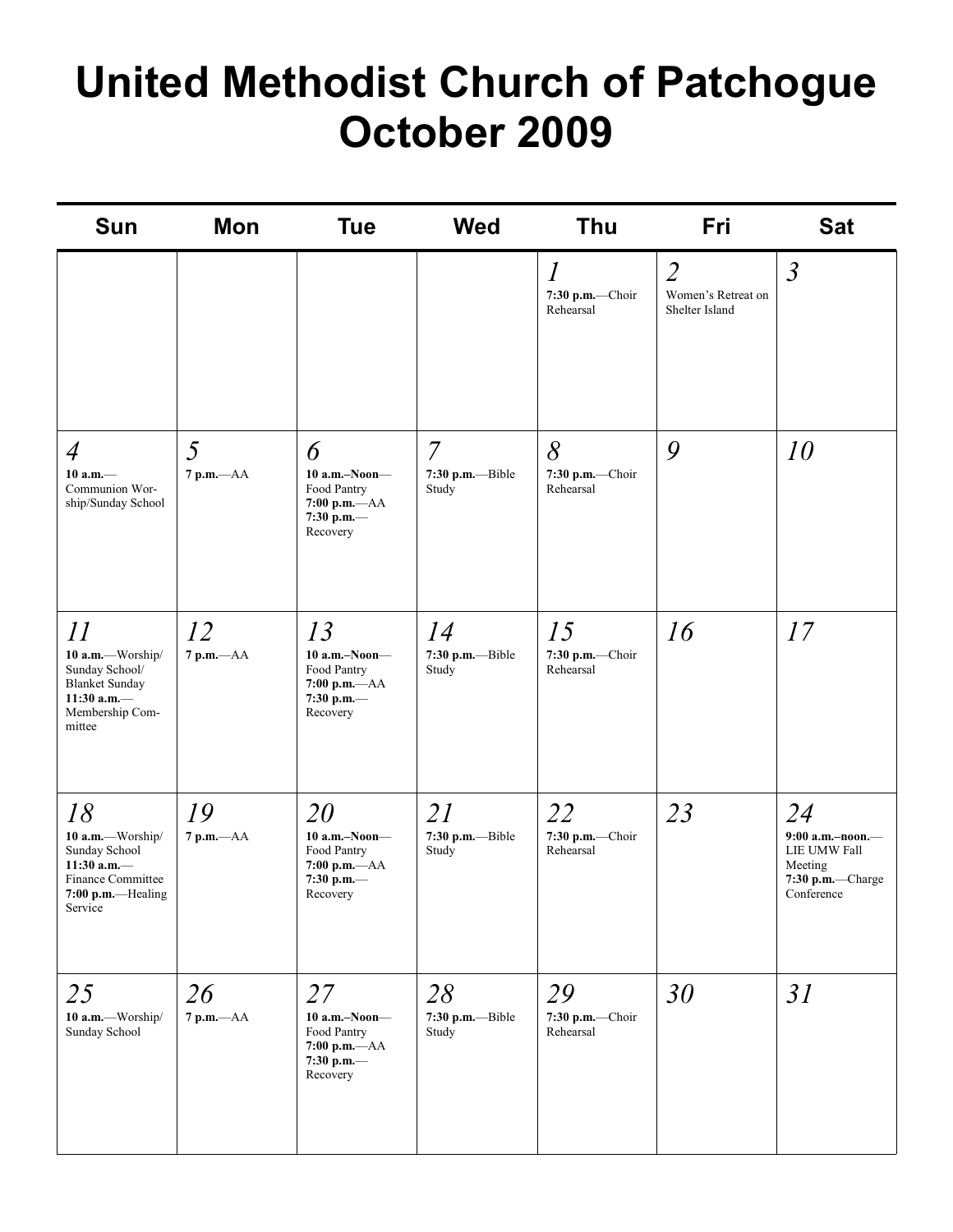# United Methodist Church of Patchogue October 2009

| Sun | Mon | Tue | Wed | Thu | Fri | Sat |
|---|---|---|---|---|---|---|
| | | | | *1*<br>**7:30 p.m.**—Choir Rehearsal | *2*<br>Women's Retreat on Shelter Island | *3* |
| *4*<br>**10 a.m.**—Communion Worship/Sunday School | *5*<br>**7 p.m.**—AA | *6*<br>**10 a.m.–Noon**—Food Pantry<br>**7:00 p.m.**—AA<br>**7:30 p.m.**—Recovery | *7*<br>**7:30 p.m.**—Bible Study | *8*<br>**7:30 p.m.**—Choir Rehearsal | *9* | *10* |
| *11*<br>**10 a.m.**—Worship/Sunday School/Blanket Sunday<br>**11:30 a.m.**—Membership Committee | *12*<br>**7 p.m.**—AA | *13*<br>**10 a.m.–Noon**—Food Pantry<br>**7:00 p.m.**—AA<br>**7:30 p.m.**—Recovery | *14*<br>**7:30 p.m.**—Bible Study | *15*<br>**7:30 p.m.**—Choir Rehearsal | *16* | *17* |
| *18*<br>**10 a.m.**—Worship/Sunday School<br>**11:30 a.m.**—Finance Committee<br>**7:00 p.m.**—Healing Service | *19*<br>**7 p.m.**—AA | *20*<br>**10 a.m.–Noon**—Food Pantry<br>**7:00 p.m.**—AA<br>**7:30 p.m.**—Recovery | *21*<br>**7:30 p.m.**—Bible Study | *22*<br>**7:30 p.m.**—Choir Rehearsal | *23* | *24*<br>**9:00 a.m.–noon.**—LIE UMW Fall Meeting<br>**7:30 p.m.**—Charge Conference |
| *25*<br>**10 a.m.**—Worship/Sunday School | *26*<br>**7 p.m.**—AA | *27*<br>**10 a.m.–Noon**—Food Pantry<br>**7:00 p.m.**—AA<br>**7:30 p.m.**—Recovery | *28*<br>**7:30 p.m.**—Bible Study | *29*<br>**7:30 p.m.**—Choir Rehearsal | *30* | *31* |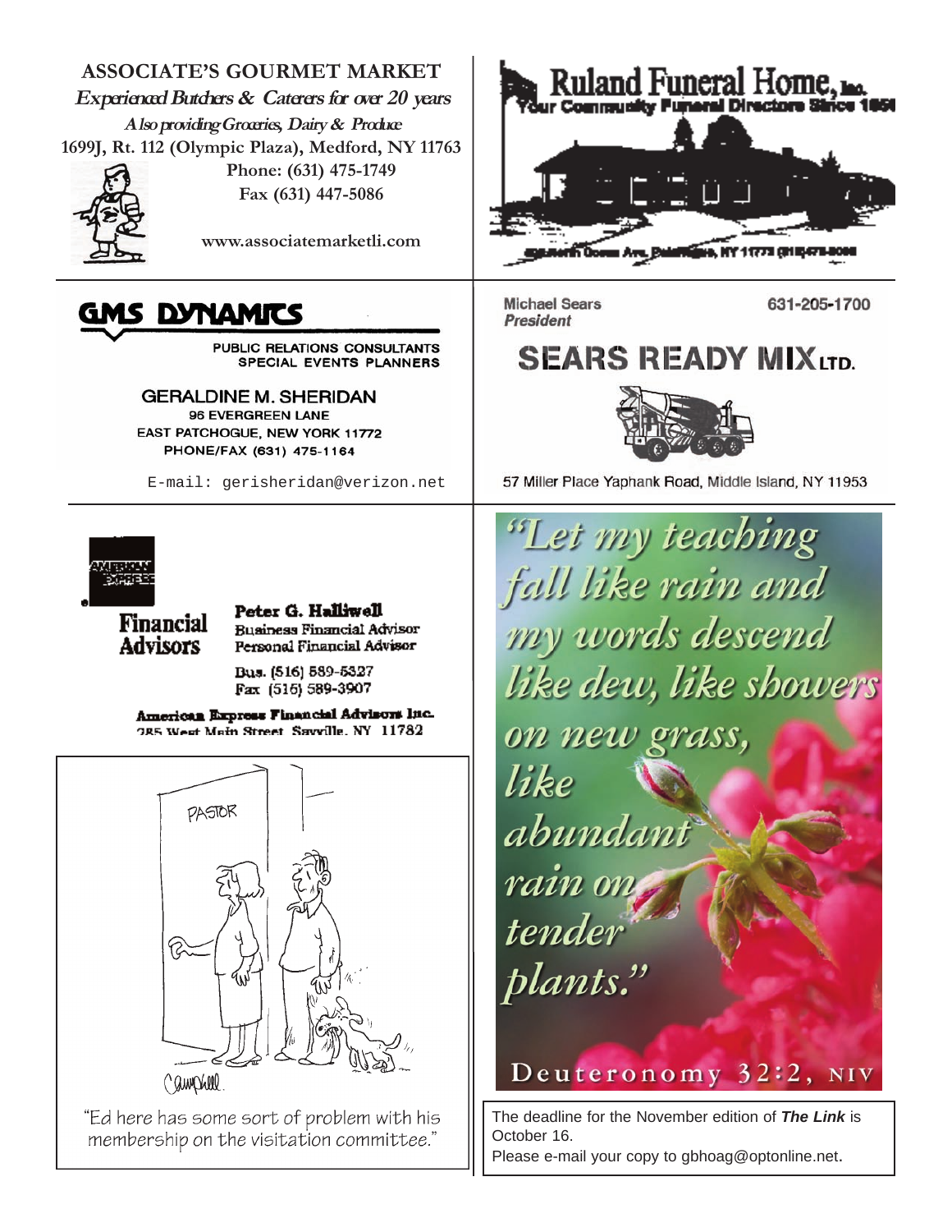**ASSOCIATE'S GOURMET MARKET**

*Experienced Butchers & Caterers for over 20 years*

*Also providing Groceries, Dairy & Produce*

**1699J, Rt. 112 (Olympic Plaza), Medford, NY 11763**

**Phone: (631) 475-1749**

**Fax (631) 447-5086**

**www.associatemarketli.com**

---

**Ruland Funeral Home, Inc.**

Your Community Funeral Directors Since 1950

---

**GMS DYNAMICS**

PUBLIC RELATIONS CONSULTANTS
SPECIAL EVENTS PLANNERS

GERALDINE M. SHERIDAN
96 EVERGREEN LANE
EAST PATCHOGUE, NEW YORK 11772
PHONE/FAX (631) 475-1164

E-mail: gerisheridan@verizon.net

---

Michael Sears
*President*

631-205-1700

**SEARS READY MIX LTD.**

57 Miller Place Yaphank Road, Middle Island, NY 11953

---

AMERICAN EXPRESS

**Financial Advisors**

**Peter G. Halliwell**
Business Financial Advisor
Personal Financial Advisor

Bus. (516) 589-5327
Fax (516) 589-3907

**American Express Financial Advisors Inc.**
285 West Main Street Sayville, NY 11782

---

"Ed here has some sort of problem with his membership on the visitation committee."

---

*"Let my teaching fall like rain and my words descend like dew, like showers on new grass, like abundant rain on tender plants."*

Deuteronomy 32:2, NIV

---

The deadline for the November edition of ***The Link*** is October 16.
Please e-mail your copy to gbhoag@optonline.net.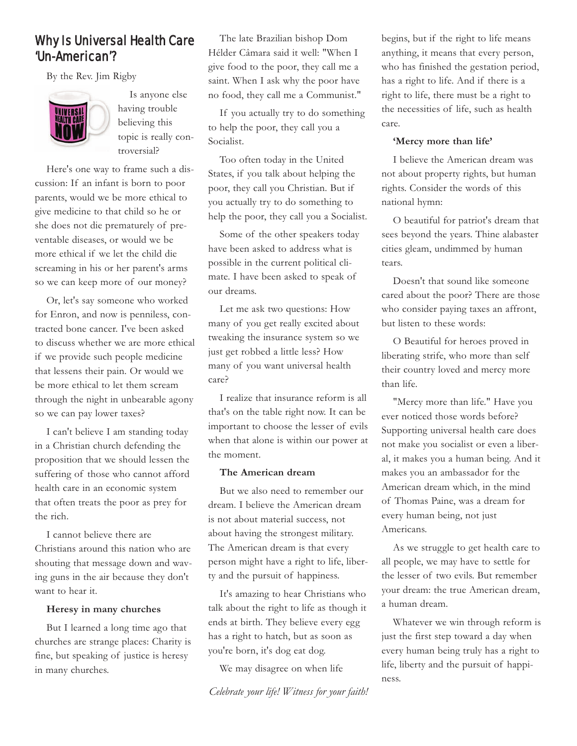## Why Is Universal Health Care 'Un-American'?

By the Rev. Jim Rigby

Is anyone else having trouble believing this topic is really controversial?

Here's one way to frame such a discussion: If an infant is born to poor parents, would we be more ethical to give medicine to that child so he or she does not die prematurely of preventable diseases, or would we be more ethical if we let the child die screaming in his or her parent's arms so we can keep more of our money?

Or, let's say someone who worked for Enron, and now is penniless, contracted bone cancer. I've been asked to discuss whether we are more ethical if we provide such people medicine that lessens their pain. Or would we be more ethical to let them scream through the night in unbearable agony so we can pay lower taxes?

I can't believe I am standing today in a Christian church defending the proposition that we should lessen the suffering of those who cannot afford health care in an economic system that often treats the poor as prey for the rich.

I cannot believe there are Christians around this nation who are shouting that message down and waving guns in the air because they don't want to hear it.

**Heresy in many churches**

But I learned a long time ago that churches are strange places: Charity is fine, but speaking of justice is heresy in many churches.

The late Brazilian bishop Dom Hélder Câmara said it well: "When I give food to the poor, they call me a saint. When I ask why the poor have no food, they call me a Communist."

If you actually try to do something to help the poor, they call you a Socialist.

Too often today in the United States, if you talk about helping the poor, they call you Christian. But if you actually try to do something to help the poor, they call you a Socialist.

Some of the other speakers today have been asked to address what is possible in the current political climate. I have been asked to speak of our dreams.

Let me ask two questions: How many of you get really excited about tweaking the insurance system so we just get robbed a little less? How many of you want universal health care?

I realize that insurance reform is all that's on the table right now. It can be important to choose the lesser of evils when that alone is within our power at the moment.

**The American dream**

But we also need to remember our dream. I believe the American dream is not about material success, not about having the strongest military. The American dream is that every person might have a right to life, liberty and the pursuit of happiness.

It's amazing to hear Christians who talk about the right to life as though it ends at birth. They believe every egg has a right to hatch, but as soon as you're born, it's dog eat dog.

We may disagree on when life begins, but if the right to life means anything, it means that every person, who has finished the gestation period, has a right to life. And if there is a right to life, there must be a right to the necessities of life, such as health care.

**'Mercy more than life'**

I believe the American dream was not about property rights, but human rights. Consider the words of this national hymn:

O beautiful for patriot's dream that sees beyond the years. Thine alabaster cities gleam, undimmed by human tears.

Doesn't that sound like someone cared about the poor? There are those who consider paying taxes an affront, but listen to these words:

O Beautiful for heroes proved in liberating strife, who more than self their country loved and mercy more than life.

"Mercy more than life." Have you ever noticed those words before? Supporting universal health care does not make you socialist or even a liberal, it makes you a human being. And it makes you an ambassador for the American dream which, in the mind of Thomas Paine, was a dream for every human being, not just Americans.

As we struggle to get health care to all people, we may have to settle for the lesser of two evils. But remember your dream: the true American dream, a human dream.

Whatever we win through reform is just the first step toward a day when every human being truly has a right to life, liberty and the pursuit of happiness.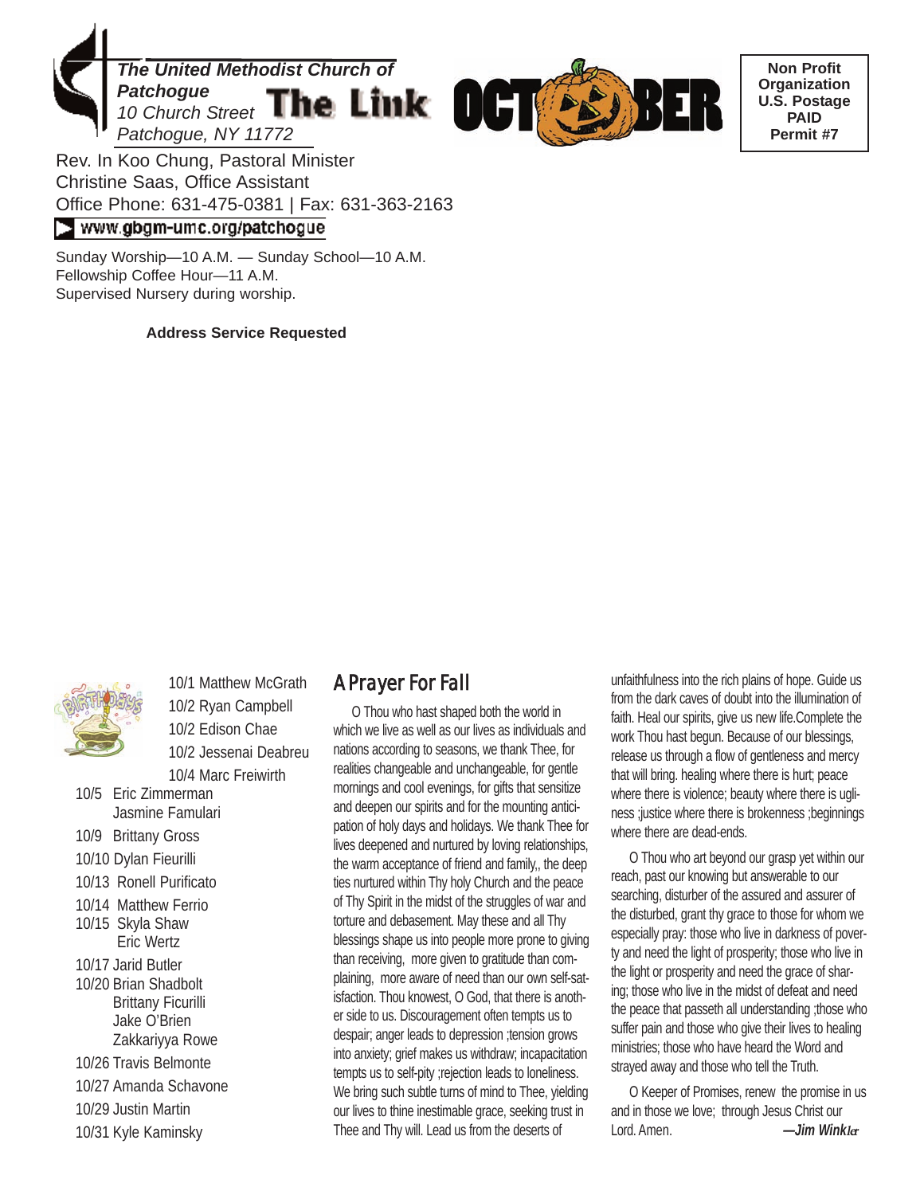The United Methodist Church of Patchogue
10 Church Street
Patchogue, NY 11772

# The Link

# OCTOBER

**Non Profit Organization U.S. Postage PAID Permit #7**

Rev. In Koo Chung, Pastoral Minister
Christine Saas, Office Assistant
Office Phone: 631-475-0381 | Fax: 631-363-2163
www.gbgm-umc.org/patchogue

Sunday Worship—10 A.M. — Sunday School—10 A.M.
Fellowship Coffee Hour—11 A.M.
Supervised Nursery during worship.

**Address Service Requested**

BIRTHDAYS

10/1 Matthew McGrath
10/2 Ryan Campbell
10/2 Edison Chae
10/2 Jessenai Deabreu
10/4 Marc Freiwirth
10/5 Eric Zimmerman
Jasmine Famulari
10/9 Brittany Gross
10/10 Dylan Fieurilli
10/13 Ronell Purificato
10/14 Matthew Ferrio
10/15 Skyla Shaw
Eric Wertz
10/17 Jarid Butler
10/20 Brian Shadbolt
Brittany Ficurilli
Jake O'Brien
Zakkariyya Rowe
10/26 Travis Belmonte
10/27 Amanda Schavone
10/29 Justin Martin
10/31 Kyle Kaminsky

## A Prayer For Fall

O Thou who hast shaped both the world in which we live as well as our lives as individuals and nations according to seasons, we thank Thee, for realities changeable and unchangeable, for gentle mornings and cool evenings, for gifts that sensitize and deepen our spirits and for the mounting anticipation of holy days and holidays. We thank Thee for lives deepened and nurtured by loving relationships, the warm acceptance of friend and family,, the deep ties nurtured within Thy holy Church and the peace of Thy Spirit in the midst of the struggles of war and torture and debasement. May these and all Thy blessings shape us into people more prone to giving than receiving, more given to gratitude than complaining, more aware of need than our own self-satisfaction. Thou knowest, O God, that there is another side to us. Discouragement often tempts us to despair; anger leads to depression ;tension grows into anxiety; grief makes us withdraw; incapacitation tempts us to self-pity ;rejection leads to loneliness. We bring such subtle turns of mind to Thee, yielding our lives to thine inestimable grace, seeking trust in Thee and Thy will. Lead us from the deserts of unfaithfulness into the rich plains of hope. Guide us from the dark caves of doubt into the illumination of faith. Heal our spirits, give us new life.Complete the work Thou hast begun. Because of our blessings, release us through a flow of gentleness and mercy that will bring. healing where there is hurt; peace where there is violence; beauty where there is ugliness ;justice where there is brokenness ;beginnings where there are dead-ends.

O Thou who art beyond our grasp yet within our reach, past our knowing but answerable to our searching, disturber of the assured and assurer of the disturbed, grant thy grace to those for whom we especially pray: those who live in darkness of poverty and need the light of prosperity; those who live in the light or prosperity and need the grace of sharing; those who live in the midst of defeat and need the peace that passeth all understanding ;those who suffer pain and those who give their lives to healing ministries; those who have heard the Word and strayed away and those who tell the Truth.

O Keeper of Promises, renew the promise in us and in those we love; through Jesus Christ our Lord. Amen.

***—Jim Winkler***